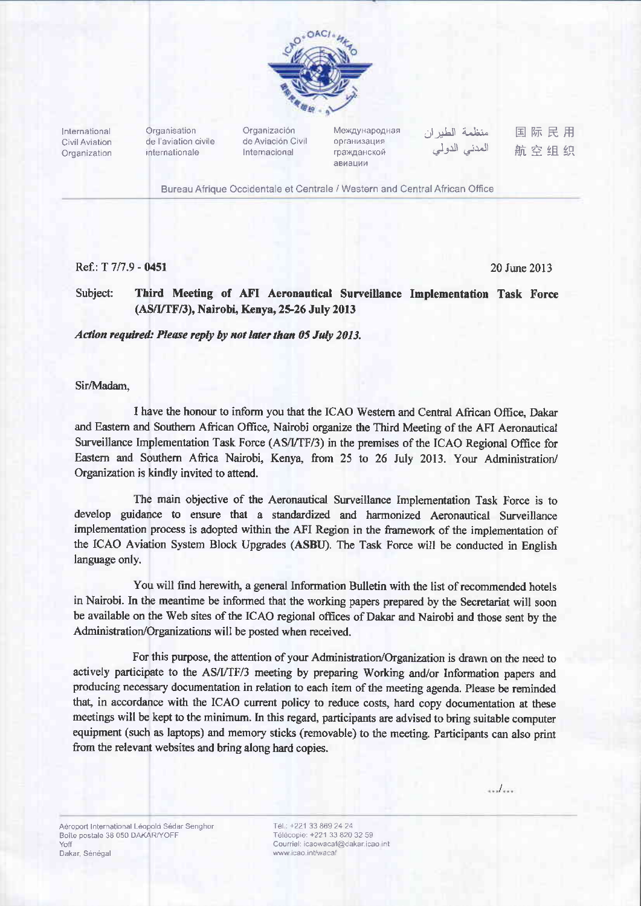International Civil Aviation Organization | Organisation de l'aviation civile internationale | Organización de Aviación Civil Internacional | Международная организация гражданской авиации | منظمة الطيران المدني الدولي | 国际民用航空组织

Bureau Afrique Occidentale et Centrale / Western and Central African Office

Ref.: T 7/7.9 - **0451**

20 June 2013

**Subject: Third Meeting of AFI Aeronautical Surveillance Implementation Task Force (AS/I/TF/3), Nairobi, Kenya, 25-26 July 2013**

***Action required: Please reply by not later than 05 July 2013.***

Sir/Madam,

I have the honour to inform you that the ICAO Western and Central African Office, Dakar and Eastern and Southern African Office, Nairobi organize the Third Meeting of the AFI Aeronautical Surveillance Implementation Task Force (AS/I/TF/3) in the premises of the ICAO Regional Office for Eastern and Southern Africa Nairobi, Kenya, from 25 to 26 July 2013. Your Administration/ Organization is kindly invited to attend.

The main objective of the Aeronautical Surveillance Implementation Task Force is to develop guidance to ensure that a standardized and harmonized Aeronautical Surveillance implementation process is adopted within the AFI Region in the framework of the implementation of the ICAO Aviation System Block Upgrades (**ASBU**). The Task Force will be conducted in English language only.

You will find herewith, a general Information Bulletin with the list of recommended hotels in Nairobi. In the meantime be informed that the working papers prepared by the Secretariat will soon be available on the Web sites of the ICAO regional offices of Dakar and Nairobi and those sent by the Administration/Organizations will be posted when received.

For this purpose, the attention of your Administration/Organization is drawn on the need to actively participate to the AS/I/TF/3 meeting by preparing Working and/or Information papers and producing necessary documentation in relation to each item of the meeting agenda. Please be reminded that, in accordance with the ICAO current policy to reduce costs, hard copy documentation at these meetings will be kept to the minimum. In this regard, participants are advised to bring suitable computer equipment (such as laptops) and memory sticks (removable) to the meeting. Participants can also print from the relevant websites and bring along hard copies.

.../...

Aéroport International Léopold Sédar Senghor
Boîte postale 38 050 DAKAR/YOFF
Yoff
Dakar, Sénégal

Tél.: +221 33 869 24 24
Télécopie: +221 33 820 32 59
Courriel: icaowacaf@dakar.icao.int
www.icao.int/wacaf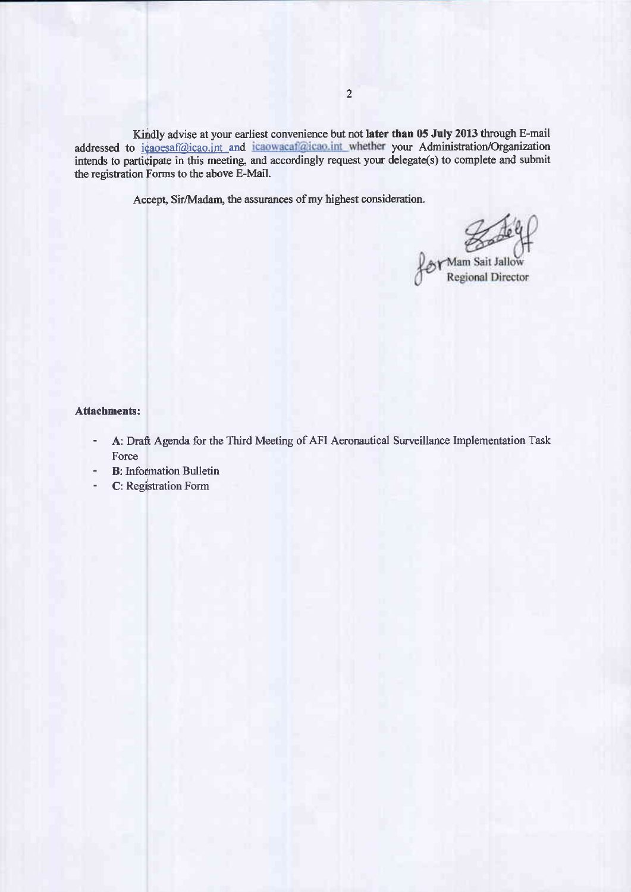Kindly advise at your earliest convenience but not **later than 05 July 2013** through E-mail addressed to icaoesaf@icao.int and icaowacaf@icao.int whether your Administration/Organization intends to participate in this meeting, and accordingly request your delegate(s) to complete and submit the registration Forms to the above E-Mail.

Accept, Sir/Madam, the assurances of my highest consideration.

for Mam Sait Jallow
Regional Director

**Attachments:**

- **A**: Draft Agenda for the Third Meeting of AFI Aeronautical Surveillance Implementation Task Force
- **B**: Information Bulletin
- **C**: Registration Form